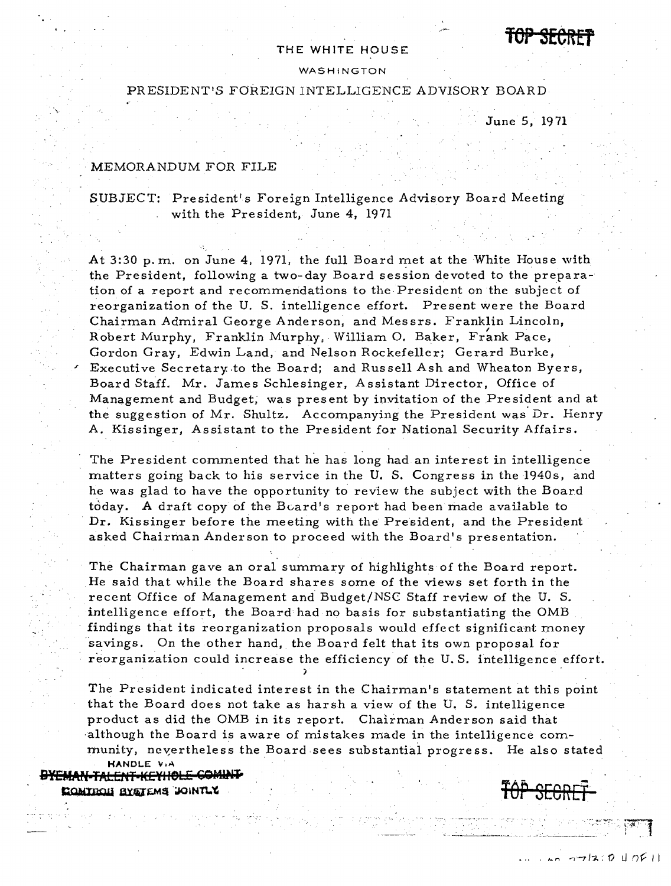TOP SECRET

THE WHITE HOUSE

WASHINGTON

PRESIDENT'S FOREIGN INTELLIGENCE ADVISORY BOARD

June 5, 1971

MEMORANDUM FOR FILE

SUBJECT: President's Foreign Intelligence Advisory Board Meeting with the President, June 4, 1971

At 3:30 p.m. on June 4, 1971, the full Board met at the White House with the President, following a two-day Board session devoted to the preparation of a report and recommendations to the President on the subject of reorganization of the U. S. intelligence effort. Present were the Board Chairman Admiral George Anderson, and Messrs. Franklin Lincoln, Robert Murphy, Franklin Murphy, William O. Baker, Frank Pace, Gordon Gray, Edwin Land, and Nelson Rockefeller; Gerard Burke, Executive Secretary to the Board; and Russell Ash and Wheaton Byers, Board Staff. Mr. James Schlesinger, Assistant Director, Office of Management and Budget, was present by invitation of the President and at the suggestion of Mr. Shultz. Accompanying the President was Dr. Henry A. Kissinger, Assistant to the President for National Security Affairs.

The President commented that he has long had an interest in intelligence matters going back to his service in the U. S. Congress in the 1940s, and he was glad to have the opportunity to review the subject with the Board today. A draft copy of the Board's report had been made available to Dr. Kissinger before the meeting with the President, and the President asked Chairman Anderson to proceed with the Board's presentation.

The Chairman gave an oral summary of highlights of the Board report. He said that while the Board shares some of the views set forth in the recent Office of Management and Budget/NSC Staff review of the U. S. intelligence effort, the Board had no basis for substantiating the OMB findings that its reorganization proposals would effect significant money savings. On the other hand, the Board felt that its own proposal for reorganization could increase the efficiency of the U. S. intelligence effort.

The President indicated interest in the Chairman's statement at this point that the Board does not take as harsh a view of the U. S. intelligence product as did the OMB in its report. Chairman Anderson said that although the Board is aware of mistakes made in the intelligence community, nevertheless the Board sees substantial progress. He also stated

HANDLE VIA
~~BYEMAN-TALENT-KEYHOLE-COMINT~~
CONTROL SYSTEMS JOINTLY

TOP SECRET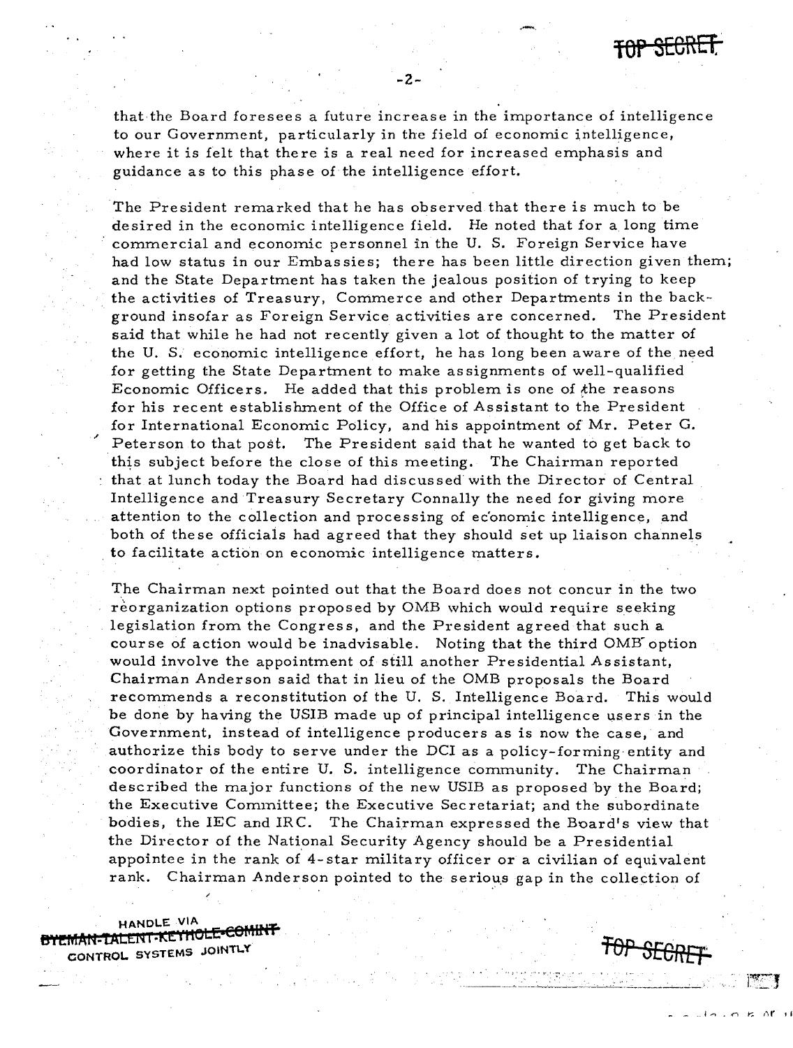that the Board foresees a future increase in the importance of intelligence to our Government, particularly in the field of economic intelligence, where it is felt that there is a real need for increased emphasis and guidance as to this phase of the intelligence effort.

The President remarked that he has observed that there is much to be desired in the economic intelligence field. He noted that for a long time commercial and economic personnel in the U. S. Foreign Service have had low status in our Embassies; there has been little direction given them; and the State Department has taken the jealous position of trying to keep the activities of Treasury, Commerce and other Departments in the background insofar as Foreign Service activities are concerned. The President said that while he had not recently given a lot of thought to the matter of the U. S. economic intelligence effort, he has long been aware of the need for getting the State Department to make assignments of well-qualified Economic Officers. He added that this problem is one of the reasons for his recent establishment of the Office of Assistant to the President for International Economic Policy, and his appointment of Mr. Peter G. Peterson to that post. The President said that he wanted to get back to this subject before the close of this meeting. The Chairman reported that at lunch today the Board had discussed with the Director of Central Intelligence and Treasury Secretary Connally the need for giving more attention to the collection and processing of economic intelligence, and both of these officials had agreed that they should set up liaison channels to facilitate action on economic intelligence matters.

The Chairman next pointed out that the Board does not concur in the two reorganization options proposed by OMB which would require seeking legislation from the Congress, and the President agreed that such a course of action would be inadvisable. Noting that the third OMB option would involve the appointment of still another Presidential Assistant, Chairman Anderson said that in lieu of the OMB proposals the Board recommends a reconstitution of the U. S. Intelligence Board. This would be done by having the USIB made up of principal intelligence users in the Government, instead of intelligence producers as is now the case, and authorize this body to serve under the DCI as a policy-forming entity and coordinator of the entire U. S. intelligence community. The Chairman described the major functions of the new USIB as proposed by the Board; the Executive Committee; the Executive Secretariat; and the subordinate bodies, the IEC and IRC. The Chairman expressed the Board's view that the Director of the National Security Agency should be a Presidential appointee in the rank of 4-star military officer or a civilian of equivalent rank. Chairman Anderson pointed to the serious gap in the collection of

HANDLE VIA
BYEMAN-TALENT-KEYHOLE-COMINT
CONTROL SYSTEMS JOINTLY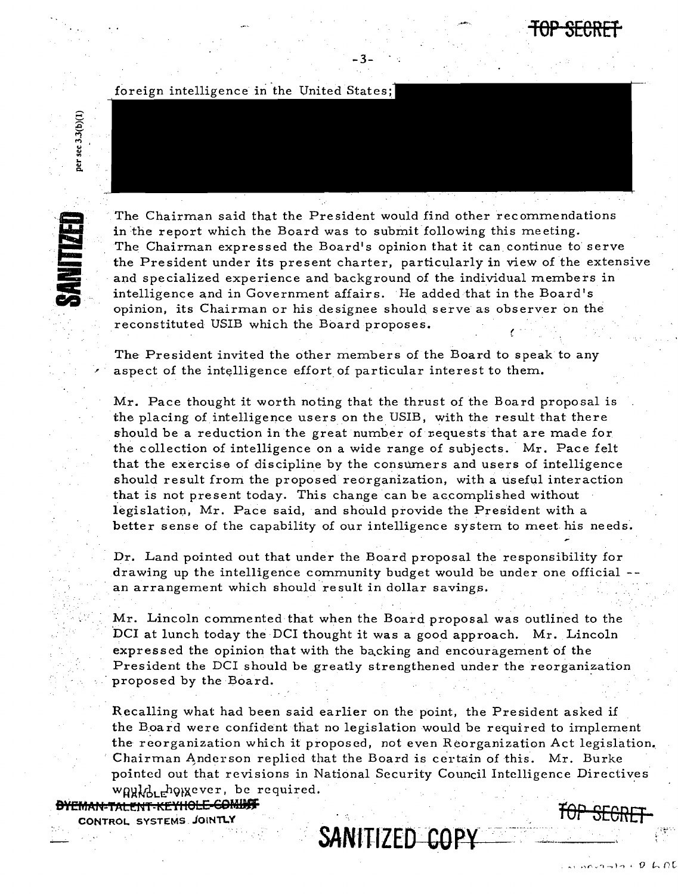foreign intelligence in the United States;

The Chairman said that the President would find other recommendations in the report which the Board was to submit following this meeting. The Chairman expressed the Board's opinion that it can continue to serve the President under its present charter, particularly in view of the extensive and specialized experience and background of the individual members in intelligence and in Government affairs. He added that in the Board's opinion, its Chairman or his designee should serve as observer on the reconstituted USIB which the Board proposes.

The President invited the other members of the Board to speak to any aspect of the intelligence effort of particular interest to them.

Mr. Pace thought it worth noting that the thrust of the Board proposal is the placing of intelligence users on the USIB, with the result that there should be a reduction in the great number of requests that are made for the collection of intelligence on a wide range of subjects. Mr. Pace felt that the exercise of discipline by the consumers and users of intelligence should result from the proposed reorganization, with a useful interaction that is not present today. This change can be accomplished without legislation, Mr. Pace said, and should provide the President with a better sense of the capability of our intelligence system to meet his needs.

Dr. Land pointed out that under the Board proposal the responsibility for drawing up the intelligence community budget would be under one official -- an arrangement which should result in dollar savings.

Mr. Lincoln commented that when the Board proposal was outlined to the DCI at lunch today the DCI thought it was a good approach. Mr. Lincoln expressed the opinion that with the backing and encouragement of the President the DCI should be greatly strengthened under the reorganization proposed by the Board.

Recalling what had been said earlier on the point, the President asked if the Board were confident that no legislation would be required to implement the reorganization which it proposed, not even Reorganization Act legislation. Chairman Anderson replied that the Board is certain of this. Mr. Burke pointed out that revisions in National Security Council Intelligence Directives would, however, be required.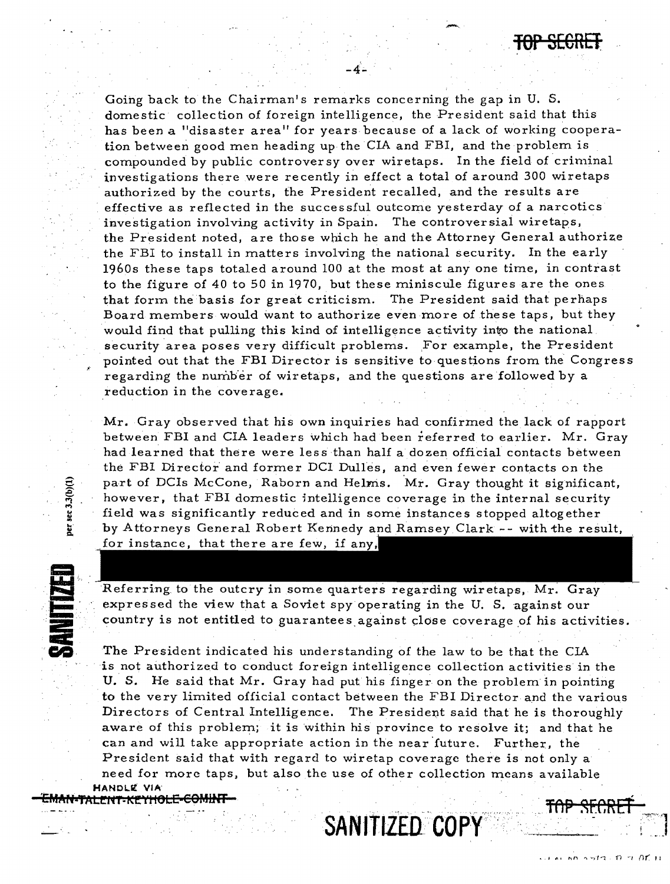Going back to the Chairman's remarks concerning the gap in U. S. domestic collection of foreign intelligence, the President said that this has been a "disaster area" for years because of a lack of working cooperation between good men heading up the CIA and FBI, and the problem is compounded by public controversy over wiretaps. In the field of criminal investigations there were recently in effect a total of around 300 wiretaps authorized by the courts, the President recalled, and the results are effective as reflected in the successful outcome yesterday of a narcotics investigation involving activity in Spain. The controversial wiretaps, the President noted, are those which he and the Attorney General authorize the FBI to install in matters involving the national security. In the early 1960s these taps totaled around 100 at the most at any one time, in contrast to the figure of 40 to 50 in 1970, but these miniscule figures are the ones that form the basis for great criticism. The President said that perhaps Board members would want to authorize even more of these taps, but they would find that pulling this kind of intelligence activity into the national security area poses very difficult problems. For example, the President pointed out that the FBI Director is sensitive to questions from the Congress regarding the number of wiretaps, and the questions are followed by a reduction in the coverage.

Mr. Gray observed that his own inquiries had confirmed the lack of rapport between FBI and CIA leaders which had been referred to earlier. Mr. Gray had learned that there were less than half a dozen official contacts between the FBI Director and former DCI Dulles, and even fewer contacts on the part of DCIs McCone, Raborn and Helms. Mr. Gray thought it significant, however, that FBI domestic intelligence coverage in the internal security field was significantly reduced and in some instances stopped altogether by Attorneys General Robert Kennedy and Ramsey Clark -- with the result, for instance, that there are few, if any, [REDACTED]

per sec 3.3(b)(1)

SANITIZED

Referring to the outcry in some quarters regarding wiretaps, Mr. Gray expressed the view that a Soviet spy operating in the U. S. against our country is not entitled to guarantees against close coverage of his activities.

The President indicated his understanding of the law to be that the CIA is not authorized to conduct foreign intelligence collection activities in the U. S. He said that Mr. Gray had put his finger on the problem in pointing to the very limited official contact between the FBI Director and the various Directors of Central Intelligence. The President said that he is thoroughly aware of this problem; it is within his province to resolve it; and that he can and will take appropriate action in the near future. Further, the President said that with regard to wiretap coverage there is not only a need for more taps, but also the use of other collection means available

HANDLE VIA
~~EMAN-TALENT-KEYHOLE-COMINT~~

SANITIZED COPY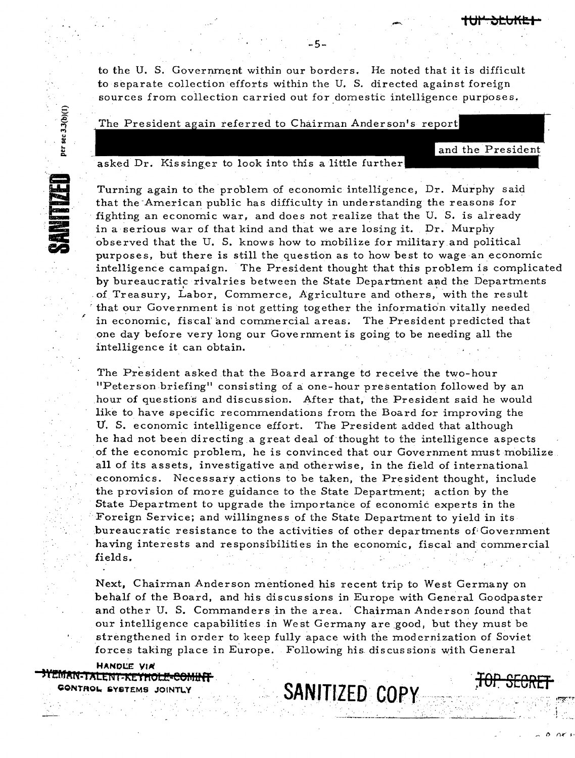to the U. S. Government within our borders. He noted that it is difficult to separate collection efforts within the U. S. directed against foreign sources from collection carried out for domestic intelligence purposes.

The President again referred to Chairman Anderson's report [REDACTED] and the President asked Dr. Kissinger to look into this a little further [REDACTED]

Turning again to the problem of economic intelligence, Dr. Murphy said that the American public has difficulty in understanding the reasons for fighting an economic war, and does not realize that the U. S. is already in a serious war of that kind and that we are losing it. Dr. Murphy observed that the U. S. knows how to mobilize for military and political purposes, but there is still the question as to how best to wage an economic intelligence campaign. The President thought that this problem is complicated by bureaucratic rivalries between the State Department and the Departments of Treasury, Labor, Commerce, Agriculture and others, with the result that our Government is not getting together the information vitally needed in economic, fiscal and commercial areas. The President predicted that one day before very long our Government is going to be needing all the intelligence it can obtain.

The President asked that the Board arrange to receive the two-hour "Peterson briefing" consisting of a one-hour presentation followed by an hour of questions and discussion. After that, the President said he would like to have specific recommendations from the Board for improving the U. S. economic intelligence effort. The President added that although he had not been directing a great deal of thought to the intelligence aspects of the economic problem, he is convinced that our Government must mobilize all of its assets, investigative and otherwise, in the field of international economics. Necessary actions to be taken, the President thought, include the provision of more guidance to the State Department; action by the State Department to upgrade the importance of economic experts in the Foreign Service; and willingness of the State Department to yield in its bureaucratic resistance to the activities of other departments of Government having interests and responsibilities in the economic, fiscal and commercial fields.

Next, Chairman Anderson mentioned his recent trip to West Germany on behalf of the Board, and his discussions in Europe with General Goodpaster and other U. S. Commanders in the area. Chairman Anderson found that our intelligence capabilities in West Germany are good, but they must be strengthened in order to keep fully apace with the modernization of Soviet forces taking place in Europe. Following his discussions with General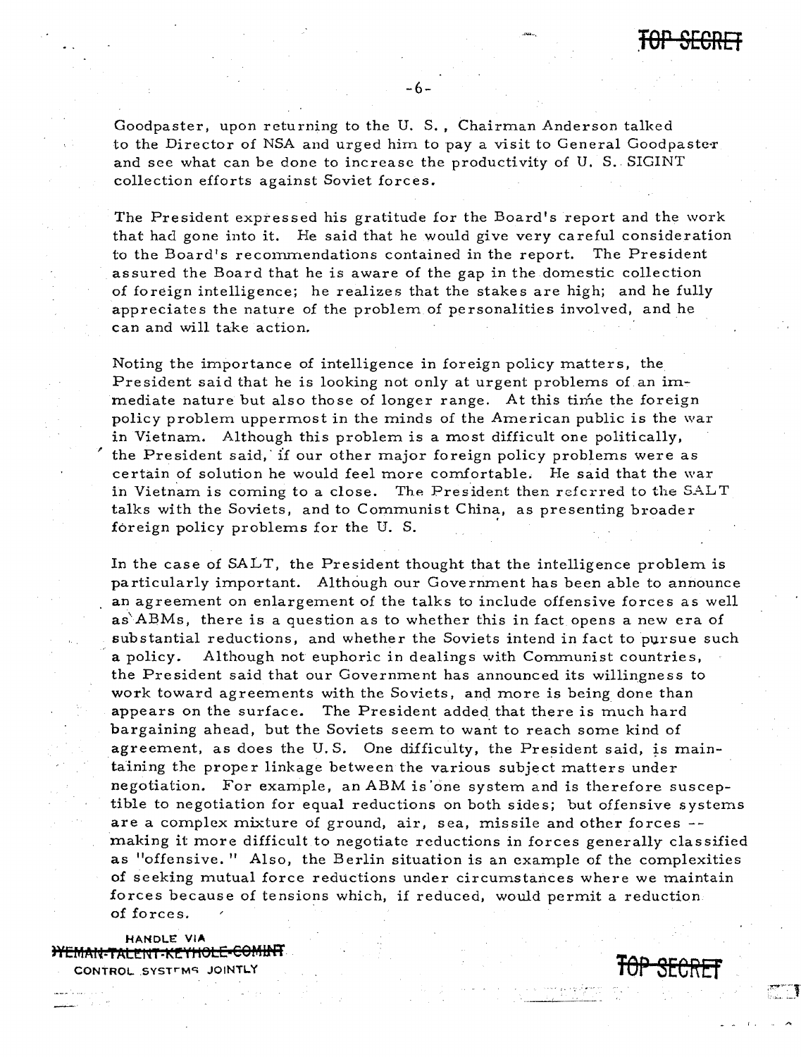Goodpaster, upon returning to the U. S., Chairman Anderson talked to the Director of NSA and urged him to pay a visit to General Goodpaster and see what can be done to increase the productivity of U. S. SIGINT collection efforts against Soviet forces.

The President expressed his gratitude for the Board's report and the work that had gone into it. He said that he would give very careful consideration to the Board's recommendations contained in the report. The President assured the Board that he is aware of the gap in the domestic collection of foreign intelligence; he realizes that the stakes are high; and he fully appreciates the nature of the problem of personalities involved, and he can and will take action.

Noting the importance of intelligence in foreign policy matters, the President said that he is looking not only at urgent problems of an immediate nature but also those of longer range. At this time the foreign policy problem uppermost in the minds of the American public is the war in Vietnam. Although this problem is a most difficult one politically, the President said, if our other major foreign policy problems were as certain of solution he would feel more comfortable. He said that the war in Vietnam is coming to a close. The President then referred to the SALT talks with the Soviets, and to Communist China, as presenting broader foreign policy problems for the U. S.

In the case of SALT, the President thought that the intelligence problem is particularly important. Although our Government has been able to announce an agreement on enlargement of the talks to include offensive forces as well as ABMs, there is a question as to whether this in fact opens a new era of substantial reductions, and whether the Soviets intend in fact to pursue such a policy. Although not euphoric in dealings with Communist countries, the President said that our Government has announced its willingness to work toward agreements with the Soviets, and more is being done than appears on the surface. The President added that there is much hard bargaining ahead, but the Soviets seem to want to reach some kind of agreement, as does the U.S. One difficulty, the President said, is maintaining the proper linkage between the various subject matters under negotiation. For example, an ABM is one system and is therefore susceptible to negotiation for equal reductions on both sides; but offensive systems are a complex mixture of ground, air, sea, missile and other forces -- making it more difficult to negotiate reductions in forces generally classified as "offensive." Also, the Berlin situation is an example of the complexities of seeking mutual force reductions under circumstances where we maintain forces because of tensions which, if reduced, would permit a reduction of forces.

HANDLE VIA ~~BYEMAN-TALENT-KEYHOLE-COMINT~~ CONTROL SYSTEMS JOINTLY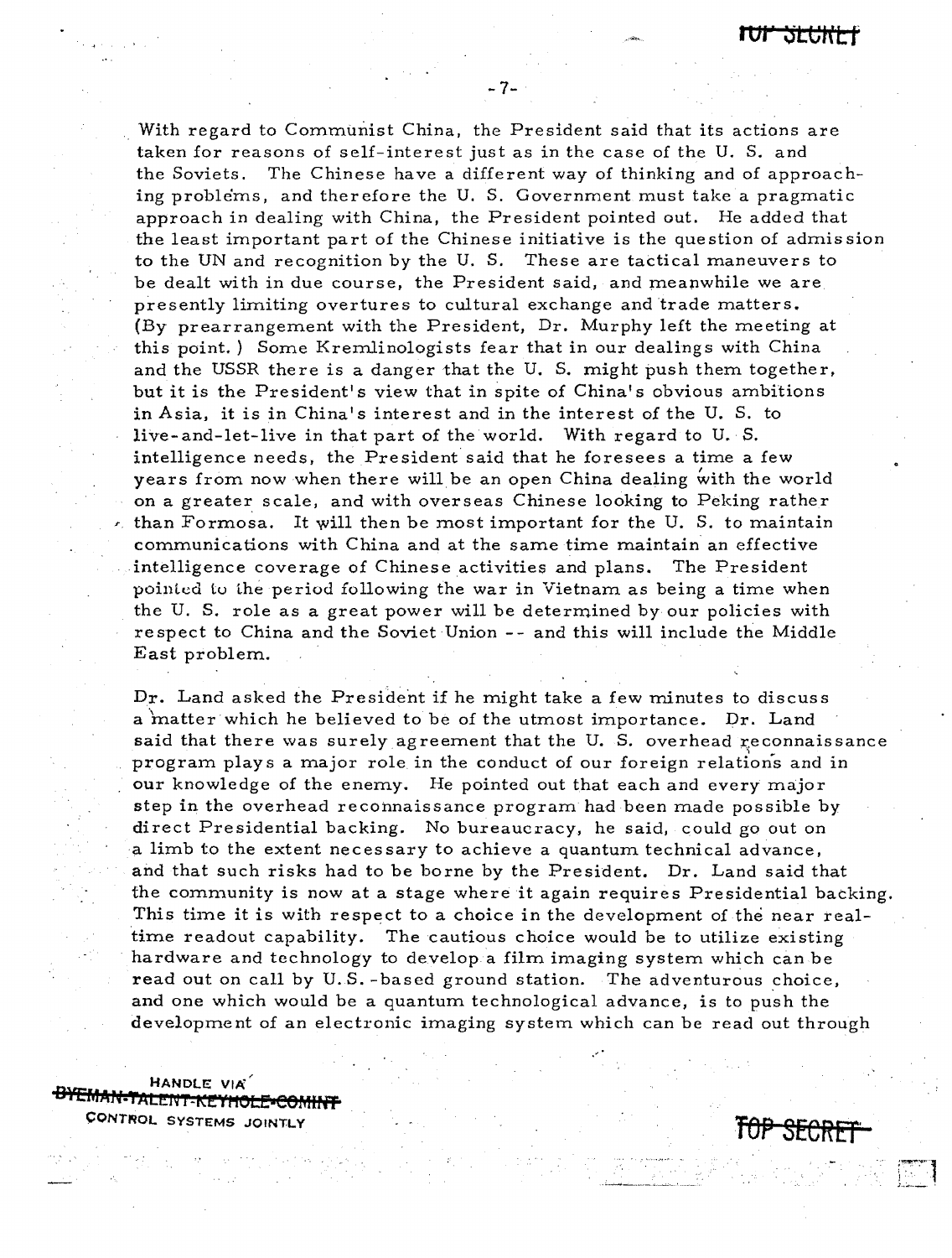With regard to Communist China, the President said that its actions are taken for reasons of self-interest just as in the case of the U. S. and the Soviets. The Chinese have a different way of thinking and of approaching problems, and therefore the U. S. Government must take a pragmatic approach in dealing with China, the President pointed out. He added that the least important part of the Chinese initiative is the question of admission to the UN and recognition by the U. S. These are tactical maneuvers to be dealt with in due course, the President said, and meanwhile we are presently limiting overtures to cultural exchange and trade matters. (By prearrangement with the President, Dr. Murphy left the meeting at this point.) Some Kremlinologists fear that in our dealings with China and the USSR there is a danger that the U. S. might push them together, but it is the President's view that in spite of China's obvious ambitions in Asia, it is in China's interest and in the interest of the U. S. to live-and-let-live in that part of the world. With regard to U. S. intelligence needs, the President said that he foresees a time a few years from now when there will be an open China dealing with the world on a greater scale, and with overseas Chinese looking to Peking rather than Formosa. It will then be most important for the U. S. to maintain communications with China and at the same time maintain an effective intelligence coverage of Chinese activities and plans. The President pointed to the period following the war in Vietnam as being a time when the U. S. role as a great power will be determined by our policies with respect to China and the Soviet Union -- and this will include the Middle East problem.

Dr. Land asked the President if he might take a few minutes to discuss a matter which he believed to be of the utmost importance. Dr. Land said that there was surely agreement that the U. S. overhead reconnaissance program plays a major role in the conduct of our foreign relations and in our knowledge of the enemy. He pointed out that each and every major step in the overhead reconnaissance program had been made possible by direct Presidential backing. No bureaucracy, he said, could go out on a limb to the extent necessary to achieve a quantum technical advance, and that such risks had to be borne by the President. Dr. Land said that the community is now at a stage where it again requires Presidential backing. This time it is with respect to a choice in the development of the near real-time readout capability. The cautious choice would be to utilize existing hardware and technology to develop a film imaging system which can be read out on call by U.S.-based ground station. The adventurous choice, and one which would be a quantum technological advance, is to push the development of an electronic imaging system which can be read out through

HANDLE VIA ~~BYEMAN-TALENT-KEYHOLE-COMINT~~
CONTROL SYSTEMS JOINTLY

~~TOP SECRET~~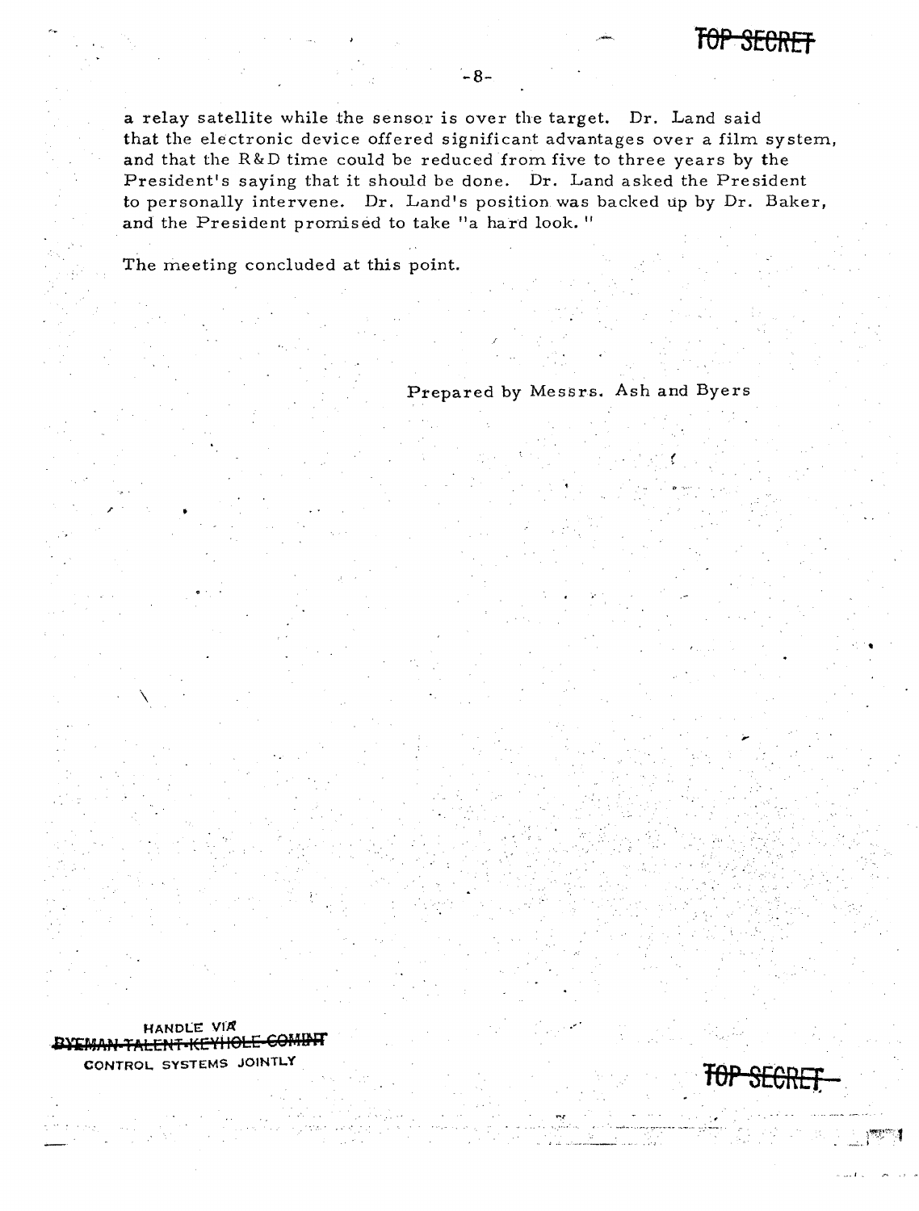a relay satellite while the sensor is over the target. Dr. Land said that the electronic device offered significant advantages over a film system, and that the R&D time could be reduced from five to three years by the President's saying that it should be done. Dr. Land asked the President to personally intervene. Dr. Land's position was backed up by Dr. Baker, and the President promised to take "a hard look."

The meeting concluded at this point.

Prepared by Messrs. Ash and Byers

HANDLE VIA ~~BYEMAN-TALENT-KEYHOLE-COMINT~~ CONTROL SYSTEMS JOINTLY

~~TOP SECRET~~